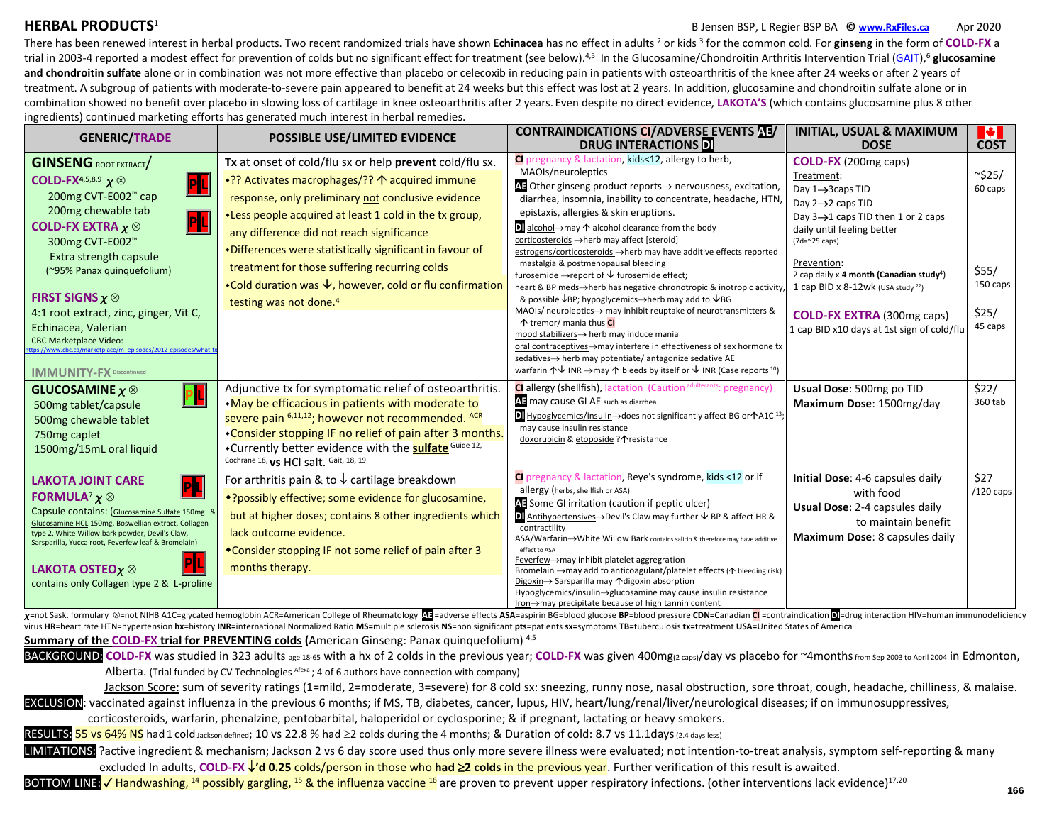# HERBAL PRODUCTS[1]

B Jensen BSP, L Regier BSP BA © www.RxFiles.ca Apr 2020

There has been renewed interest in herbal products. Two recent randomized trials have shown **Echinacea** has no effect in adults [2] or kids [3] for the common cold. For **ginseng** in the form of **COLD-FX** a trial in 2003-4 reported a modest effect for prevention of colds but no significant effect for treatment (see below).[4,5] In the Glucosamine/Chondroitin Arthritis Intervention Trial (GAIT),[6] **glucosamine and chondroitin sulfate** alone or in combination was not more effective than placebo or celecoxib in reducing pain in patients with osteoarthritis of the knee after 24 weeks or after 2 years of treatment. A subgroup of patients with moderate-to-severe pain appeared to benefit at 24 weeks but this effect was lost at 2 years. In addition, glucosamine and chondroitin sulfate alone or in combination showed no benefit over placebo in slowing loss of cartilage in knee osteoarthritis after 2 years. Even despite no direct evidence, **LAKOTA'S** (which contains glucosamine plus 8 other ingredients) continued marketing efforts has generated much interest in herbal remedies.

| GENERIC/TRADE | POSSIBLE USE/LIMITED EVIDENCE | CONTRAINDICATIONS CI/ADVERSE EVENTS AE/ DRUG INTERACTIONS DI | INITIAL, USUAL & MAXIMUM DOSE | COST |
|---|---|---|---|---|
| **GINSENG** ROOT EXTRACT/ **COLD-FX**[4,5,8,9] χ ⊗ PIL<br>200mg CVT-E002™ cap<br>200mg chewable tab PIL<br>**COLD-FX EXTRA** χ ⊗ PIL<br>300mg CVT-E002™ Extra strength capsule<br>(~95% Panax quinquefolium)<br><br>**FIRST SIGNS** χ ⊗<br>4:1 root extract, zinc, ginger, Vit C, Echinacea, Valerian<br>CBC Marketplace Video: https://www.cbc.ca/marketplace/m_episodes/2012-episodes/what-fx<br><br>**IMMUNITY-FX** Discontinued | **Tx** at onset of cold/flu sx or help **prevent** cold/flu sx.<br>•?? Activates macrophages/?? ↑ acquired immune response, only preliminary not conclusive evidence<br>•Less people acquired at least 1 cold in the tx group, any difference did not reach significance<br>•Differences were statistically significant in favour of treatment for those suffering recurring colds<br>•Cold duration was ↓, however, cold or flu confirmation testing was not done.[4] | **CI** pregnancy & lactation, kids<12, allergy to herb, MAOIs/neuroleptics<br>**AE** Other ginseng product reports→ nervousness, excitation, diarrhea, insomnia, inability to concentrate, headache, HTN, epistaxis, allergies & skin eruptions.<br>**DI** alcohol→may ↑ alcohol clearance from the body<br>corticosteroids →herb may affect [steroid]<br>estrogens/corticosteroids →herb may have additive effects reported mastalgia & postmenopausal bleeding<br>furosemide →report of ↓ furosemide effect;<br>heart & BP meds→herb has negative chronotropic & inotropic activity, & possible ↓BP; hypoglycemics→herb may add to ↓BG<br>MAOIs/ neuroleptics→ may inhibit reuptake of neurotransmitters & ↑ tremor/ mania thus **CI**<br>mood stabilizers→ herb may induce mania<br>oral contraceptives→may interfere in effectiveness of sex hormone tx<br>sedatives→ herb may potentiate/ antagonize sedative AE<br>warfarin ↑↓ INR →may ↑ bleeds by itself or ↓ INR (Case reports [10]) | **COLD-FX** (200mg caps)<br>Treatment:<br>Day 1→3caps TID<br>Day 2→2 caps TID<br>Day 3→1 caps TID then 1 or 2 caps daily until feeling better<br>(7d=~25 caps)<br><br>Prevention:<br>2 cap daily x **4 month (Canadian study**[4]**)**<br>1 cap BID x 8-12wk (USA study [22])<br><br>**COLD-FX EXTRA** (300mg caps)<br>1 cap BID x10 days at 1st sign of cold/flu | ~$25/ 60 caps<br><br>$55/ 150 caps<br><br>$25/ 45 caps |
| **GLUCOSAMINE** χ ⊗ PIL<br>500mg tablet/capsule<br>500mg chewable tablet<br>750mg caplet<br>1500mg/15mL oral liquid | Adjunctive tx for symptomatic relief of osteoarthritis.<br>•May be efficacious in patients with moderate to severe pain [6,11,12]; however not recommended. ACR<br>•Consider stopping IF no relief of pain after 3 months.<br>•Currently better evidence with the **sulfate** Guide 12, Cochrane 18, **vs** HCl salt. Gait, 18, 19 | **CI** allergy (shellfish), lactation (Caution adulterants: pregnancy)<br>**AE** may cause GI AE such as diarrhea.<br>**DI** Hypoglycemics/insulin→does not significantly affect BG or↑A1C [13]; may cause insulin resistance<br>doxorubicin & etoposide ?↑resistance | **Usual Dose**: 500mg po TID<br>**Maximum Dose**: 1500mg/day | $22/ 360 tab |
| **LAKOTA JOINT CARE FORMULA**[7] χ ⊗ PIL<br>Capsule contains: (Glucosamine Sulfate 150mg & Glucosamine HCL 150mg, Boswellian extract, Collagen type 2, White Willow bark powder, Devil's Claw, Sarsparilla, Yucca root, Feverfew leaf & Bromelain)<br><br>**LAKOTA OSTEO** χ ⊗ PIL<br>contains only Collagen type 2 & L-proline | For arthritis pain & to ↓ cartilage breakdown<br>•?possibly effective; some evidence for glucosamine, but at higher doses; contains 8 other ingredients which lack outcome evidence.<br>•Consider stopping IF not some relief of pain after 3 months therapy. | **CI** pregnancy & lactation, Reye's syndrome, kids <12 or if allergy (herbs, shellfish or ASA)<br>**AE** Some GI irritation (caution if peptic ulcer)<br>**DI** Antihypertensives→Devil's Claw may further ↓ BP & affect HR & contractility<br>ASA/Warfarin→White Willow Bark contains salicin & therefore may have additive effect to ASA<br>Feverfew→may inhibit platelet aggregation<br>Bromelain →may add to anticoagulant/platelet effects (↑ bleeding risk)<br>Digoxin→ Sarsparilla may ↑digoxin absorption<br>Hypoglycemics/insulin→glucosamine may cause insulin resistance<br>Iron→may precipitate because of high tannin content | **Initial Dose**: 4-6 capsules daily with food<br>**Usual Dose**: 2-4 capsules daily to maintain benefit<br>**Maximum Dose**: 8 capsules daily | $27 /120 caps |

**χ**=not Sask. formulary ⊗=not NIHB A1C=glycated hemoglobin ACR=American College of Rheumatology **AE**=adverse effects **ASA**=aspirin BG=blood glucose **BP**=blood pressure **CDN**=Canadian **CI**=contraindication **DI**=drug interaction HIV=human immunodeficiency virus **HR**=heart rate HTN=hypertension **hx**=history **INR**=international Normalized Ratio **MS**=multiple sclerosis **NS**=non significant **pts**=patients **sx**=symptoms **TB**=tuberculosis **tx**=treatment **USA**=United States of America

## Summary of the COLD-FX trial for PREVENTING colds (American Ginseng: Panax quinquefolium) [4,5]

**BACKGROUND:** **COLD-FX** was studied in 323 adults age 18-65 with a hx of 2 colds in the previous year; **COLD-FX** was given 400mg(2 caps)/day vs placebo for ~4months from Sep 2003 to April 2004 in Edmonton, Alberta. (Trial funded by CV Technologies Afexa; 4 of 6 authors have connection with company)

Jackson Score: sum of severity ratings (1=mild, 2=moderate, 3=severe) for 8 cold sx: sneezing, runny nose, nasal obstruction, sore throat, cough, headache, chilliness, & malaise.

**EXCLUSION:** vaccinated against influenza in the previous 6 months; if MS, TB, diabetes, cancer, lupus, HIV, heart/lung/renal/liver/neurological diseases; if on immunosuppressives, corticosteroids, warfarin, phenalzine, pentobarbital, haloperidol or cyclosporine; & if pregnant, lactating or heavy smokers.

**RESULTS:** 55 vs 64% NS had 1 cold Jackson defined; 10 vs 22.8 % had ≥2 colds during the 4 months; & Duration of cold: 8.7 vs 11.1days (2.4 days less)

**LIMITATIONS:** ?active ingredient & mechanism; Jackson 2 vs 6 day score used thus only more severe illness were evaluated; not intention-to-treat analysis, symptom self-reporting & many excluded In adults, **COLD-FX ↓'d 0.25** colds/person in those who **had ≥2 colds** in the previous year. Further verification of this result is awaited.

**BOTTOM LINE:** ✓ Handwashing, [14] possibly gargling, [15] & the influenza vaccine [16] are proven to prevent upper respiratory infections. (other interventions lack evidence)[17,20]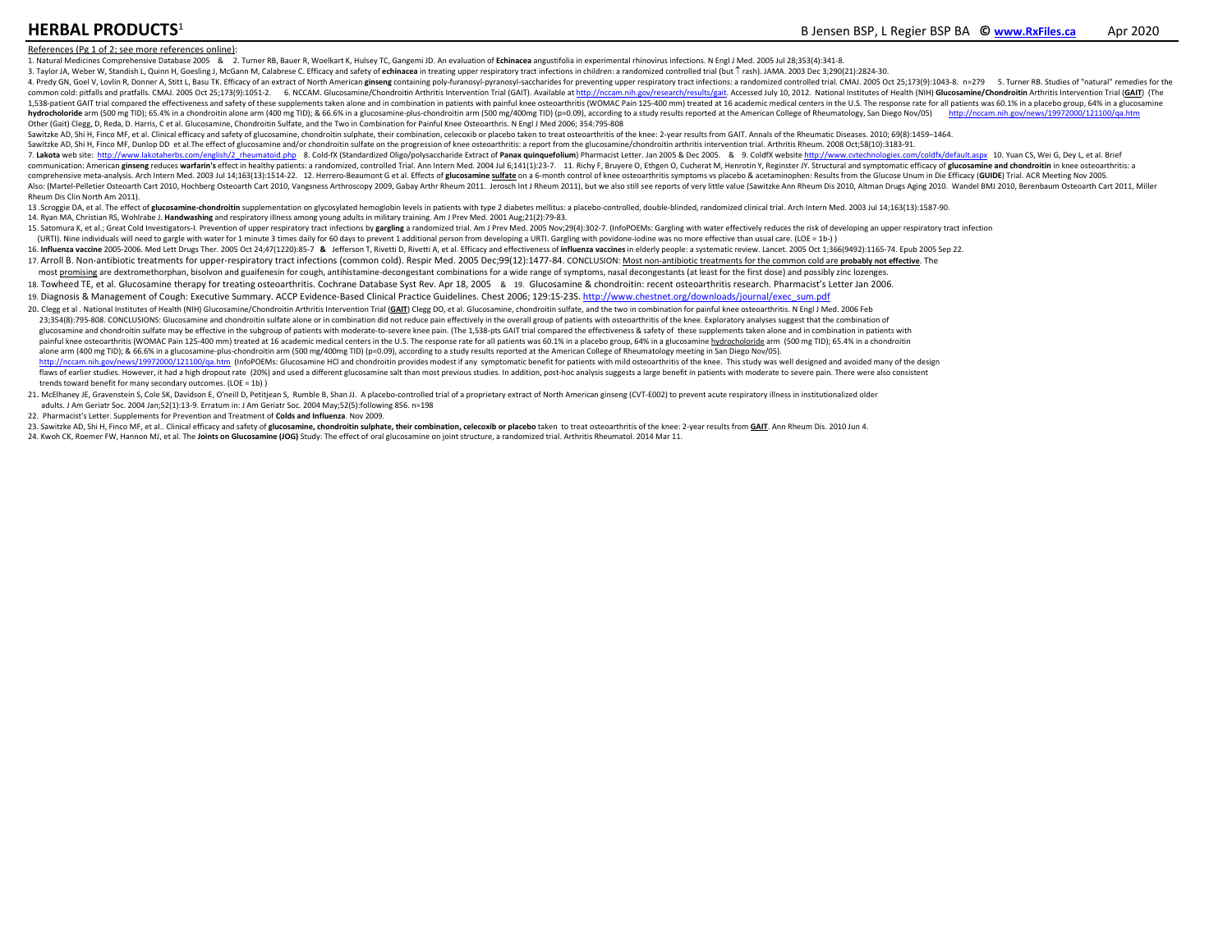# HERBAL PRODUCTS[1]

B Jensen BSP, L Regier BSP BA © www.RxFiles.ca Apr 2020

References (Pg 1 of 2; see more references online):

1. Natural Medicines Comprehensive Database 2005 & 2. Turner RB, Bauer R, Woelkart K, Hulsey TC, Gangemi JD. An evaluation of **Echinacea** angustifolia in experimental rhinovirus infections. N Engl J Med. 2005 Jul 28;353(4):341-8.

3. Taylor JA, Weber W, Standish L, Quinn H, Goesling J, McGann M, Calabrese C. Efficacy and safety of **echinacea** in treating upper respiratory tract infections in children: a randomized controlled trial (but ↑ rash). JAMA. 2003 Dec 3;290(21):2824-30.

4. Predy GN, Goel V, Lovlin R, Donner A, Stitt L, Basu TK. Efficacy of an extract of North American **ginseng** containing poly-furanosyl-pyranosyl-saccharides for preventing upper respiratory tract infections: a randomized controlled trial. CMAJ. 2005 Oct 25;173(9):1043-8. n=279 5. Turner RB. Studies of "natural" remedies for the common cold: pitfalls and pratfalls. CMAJ. 2005 Oct 25;173(9):1051-2. 6. NCCAM. Glucosamine/Chondroitin Arthritis Intervention Trial (GAIT). Available at http://nccam.nih.gov/research/results/gait. Accessed July 10, 2012. National Institutes of Health (NIH) **Glucosamine/Chondroitin** Arthritis Intervention Trial (**GAIT**) (The 1,538-patient GAIT trial compared the effectiveness and safety of these supplements taken alone and in combination in patients with painful knee osteoarthritis (WOMAC Pain 125-400 mm) treated at 16 academic medical centers in the U.S. The response rate for all patients was 60.1% in a placebo group, 64% in a glucosamine **hydrocholoride** arm (500 mg TID); 65.4% in a chondroitin alone arm (400 mg TID); & 66.6% in a glucosamine-plus-chondroitin arm (500 mg/400mg TID) (p=0.09), according to a study results reported at the American College of Rheumatology, San Diego Nov/05) http://nccam.nih.gov/news/19972000/121100/qa.htm
Other (Gait) Clegg, D, Reda, D. Harris, C et al. Glucosamine, Chondroitin Sulfate, and the Two in Combination for Painful Knee Osteoarthris. N Engl J Med 2006; 354:795-808
Sawitzke AD, Shi H, Finco MF, et al. Clinical efficacy and safety of glucosamine, chondroitin sulphate, their combination, celecoxib or placebo taken to treat osteoarthritis of the knee: 2-year results from GAIT. Annals of the Rheumatic Diseases. 2010; 69(8):1459–1464.
Sawitzke AD, Shi H, Finco MF, Dunlop DD et al.The effect of glucosamine and/or chondroitin sulfate on the progression of knee osteoarthritis: a report from the glucosamine/chondroitin arthritis intervention trial. Arthritis Rheum. 2008 Oct;58(10):3183-91.

7. **Lakota** web site: http://www.lakotaherbs.com/english/2_rheumatoid.php 8. Cold-fX (Standardized Oligo/polysaccharide Extract of **Panax quinquefolium**) Pharmacist Letter. Jan 2005 & Dec 2005. & 9. ColdfX website http://www.cvtechnologies.com/coldfx/default.aspx 10. Yuan CS, Wei G, Dey L, et al. Brief communication: American **ginseng** reduces **warfarin's** effect in healthy patients: a randomized, controlled Trial. Ann Intern Med. 2004 Jul 6;141(1):23-7. 11. Richy F, Bruyere O, Ethgen O, Cucherat M, Henrotin Y, Reginster JY. Structural and symptomatic efficacy of **glucosamine and chondroitin** in knee osteoarthritis: a comprehensive meta-analysis. Arch Intern Med. 2003 Jul 14;163(13):1514-22. 12. Herrero-Beaumont G et al. Effects of **glucosamine sulfate** on a 6-month control of knee osteoarthritis symptoms vs placebo & acetaminophen: Results from the Glucose Unum in Die Efficacy (**GUIDE**) Trial. ACR Meeting Nov 2005. Also: (Martel-Pelletier Osteoarth Cart 2010, Hochberg Osteoarth Cart 2010, Vangsness Arthroscopy 2009, Gabay Arthr Rheum 2011. Jerosch Int J Rheum 2011), but we also still see reports of very little value (Sawitzke Ann Rheum Dis 2010, Altman Drugs Aging 2010. Wandel BMJ 2010, Berenbaum Osteoarth Cart 2011, Miller Rheum Dis Clin North Am 2011).

13. Scroggie DA, et al. The effect of **glucosamine-chondroitin** supplementation on glycosylated hemoglobin levels in patients with type 2 diabetes mellitus: a placebo-controlled, double-blinded, randomized clinical trial. Arch Intern Med. 2003 Jul 14;163(13):1587-90.

14. Ryan MA, Christian RS, Wohlrabe J. **Handwashing** and respiratory illness among young adults in military training. Am J Prev Med. 2001 Aug;21(2):79-83.

15. Satomura K, et al.; Great Cold Investigators-I. Prevention of upper respiratory tract infections by **gargling** a randomized trial. Am J Prev Med. 2005 Nov;29(4):302-7. (InfoPOEMs: Gargling with water effectively reduces the risk of developing an upper respiratory tract infection (URTI). Nine individuals will need to gargle with water for 1 minute 3 times daily for 60 days to prevent 1 additional person from developing a URTI. Gargling with povidone-iodine was no more effective than usual care. (LOE = 1b-) )

16. **Influenza vaccine** 2005-2006. Med Lett Drugs Ther. 2005 Oct 24;47(1220):85-7 **&** Jefferson T, Rivetti D, Rivetti A, et al. Efficacy and effectiveness of **influenza vaccines** in elderly people: a systematic review. Lancet. 2005 Oct 1;366(9492):1165-74. Epub 2005 Sep 22.

17. Arroll B. Non-antibiotic treatments for upper-respiratory tract infections (common cold). Respir Med. 2005 Dec;99(12):1477-84. CONCLUSION: Most non-antibiotic treatments for the common cold are **probably not effective**. The most promising are dextromethorphan, bisolvon and guaifenesin for cough, antihistamine-decongestant combinations for a wide range of symptoms, nasal decongestants (at least for the first dose) and possibly zinc lozenges.

18. Towheed TE, et al. Glucosamine therapy for treating osteoarthritis. Cochrane Database Syst Rev. Apr 18, 2005 & 19. Glucosamine & chondroitin: recent osteoarthritis research. Pharmacist's Letter Jan 2006.

19. Diagnosis & Management of Cough: Executive Summary. ACCP Evidence-Based Clinical Practice Guidelines. Chest 2006; 129:1S-23S. http://www.chestnet.org/downloads/journal/exec_sum.pdf

20. Clegg et al . National Institutes of Health (NIH) Glucosamine/Chondroitin Arthritis Intervention Trial (**GAIT**) Clegg DO, et al. Glucosamine, chondroitin sulfate, and the two in combination for painful knee osteoarthritis. N Engl J Med. 2006 Feb 23;354(8):795-808. CONCLUSIONS: Glucosamine and chondroitin sulfate alone or in combination did not reduce pain effectively in the overall group of patients with osteoarthritis of the knee. Exploratory analyses suggest that the combination of glucosamine and chondroitin sulfate may be effective in the subgroup of patients with moderate-to-severe knee pain. (The 1,538-pts GAIT trial compared the effectiveness & safety of these supplements taken alone and in combination in patients with painful knee osteoarthritis (WOMAC Pain 125-400 mm) treated at 16 academic medical centers in the U.S. The response rate for all patients was 60.1% in a placebo group, 64% in a glucosamine hydrocholoride arm (500 mg TID); 65.4% in a chondroitin alone arm (400 mg TID); & 66.6% in a glucosamine-plus-chondroitin arm (500 mg/400mg TID) (p=0.09), according to a study results reported at the American College of Rheumatology meeting in San Diego Nov/05).
http://nccam.nih.gov/news/19972000/121100/qa.htm (InfoPOEMs: Glucosamine HCl and chondroitin provides modest if any symptomatic benefit for patients with mild osteoarthritis of the knee. This study was well designed and avoided many of the design flaws of earlier studies. However, it had a high dropout rate (20%) and used a different glucosamine salt than most previous studies. In addition, post-hoc analysis suggests a large benefit in patients with moderate to severe pain. There were also consistent trends toward benefit for many secondary outcomes. (LOE = 1b) )

21. McElhaney JE, Gravenstein S, Cole SK, Davidson E, O'neill D, Petitjean S, Rumble B, Shan JJ. A placebo-controlled trial of a proprietary extract of North American ginseng (CVT-E002) to prevent acute respiratory illness in institutionalized older adults. J Am Geriatr Soc. 2004 Jan;52(1):13-9. Erratum in: J Am Geriatr Soc. 2004 May;52(5):following 856. n=198

22. Pharmacist's Letter. Supplements for Prevention and Treatment of **Colds and Influenza**. Nov 2009.

23. Sawitzke AD, Shi H, Finco MF, et al.. Clinical efficacy and safety of **glucosamine, chondroitin sulphate, their combination, celecoxib or placebo** taken to treat osteoarthritis of the knee: 2-year results from **GAIT**. Ann Rheum Dis. 2010 Jun 4.

24. Kwoh CK, Roemer FW, Hannon MJ, et al. The **Joints on Glucosamine (JOG)** Study: The effect of oral glucosamine on joint structure, a randomized trial. Arthritis Rheumatol. 2014 Mar 11.